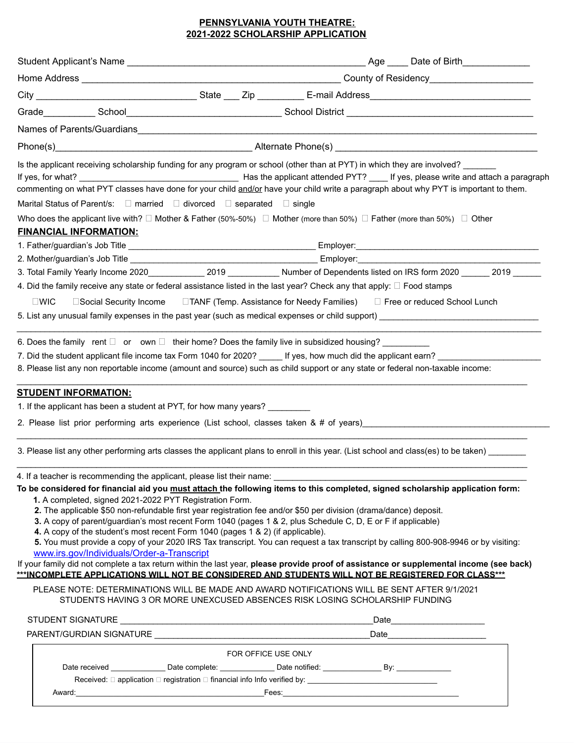**PENNSYLVANIA YOUTH THEATRE:**
**2021-2022 SCHOLARSHIP APPLICATION**

Student Applicant's Name ______________________________________________ Age ____ Date of Birth_____________

Home Address __________________________________________________ County of Residency____________________

City ______________________________ State ___ Zip _________ E-mail Address______________________________

Grade__________ School_____________________________ School District ___________________________________

Names of Parents/Guardians_____________________________________________________________________________

Phone(s)_____________________________________ Alternate Phone(s) ______________________________________

Is the applicant receiving scholarship funding for any program or school (other than at PYT) in which they are involved? _______
If yes, for what? ______________________________ Has the applicant attended PYT? ____ If yes, please write and attach a paragraph commenting on what PYT classes have done for your child and/or have your child write a paragraph about why PYT is important to them.

Marital Status of Parent/s: ☐ married ☐ divorced ☐ separated ☐ single

Who does the applicant live with? ☐ Mother & Father (50%-50%) ☐ Mother (more than 50%) ☐ Father (more than 50%) ☐ Other

**FINANCIAL INFORMATION:**

1. Father/guardian's Job Title ____________________________________ Employer:____________________________________
2. Mother/guardian's Job Title ____________________________________ Employer:____________________________________
3. Total Family Yearly Income 2020___________ 2019 ___________ Number of Dependents listed on IRS form 2020 ______ 2019 ______
4. Did the family receive any state or federal assistance listed in the last year? Check any that apply: ☐ Food stamps
   ☐WIC ☐Social Security Income ☐TANF (Temp. Assistance for Needy Families) ☐ Free or reduced School Lunch
5. List any unusual family expenses in the past year (such as medical expenses or child support) ________________________________
   _______________________________________________________________________________________________
6. Does the family rent ☐ or own ☐ their home? Does the family live in subsidized housing? __________
7. Did the student applicant file income tax Form 1040 for 2020? _____ If yes, how much did the applicant earn? _____________________
8. Please list any non reportable income (amount and source) such as child support or any state or federal non-taxable income:
   _______________________________________________________________________________________________

**STUDENT INFORMATION:**

1. If the applicant has been a student at PYT, for how many years? _________
2. Please list prior performing arts experience (List school, classes taken & # of years)______________________________________
   _______________________________________________________________________________________________
3. Please list any other performing arts classes the applicant plans to enroll in this year. (List school and class(es) to be taken) ________
   _______________________________________________________________________________________________
4. If a teacher is recommending the applicant, please list their name: _______________________________________________

**To be considered for financial aid you must attach the following items to this completed, signed scholarship application form:**

1. A completed, signed 2021-2022 PYT Registration Form.
2. The applicable $50 non-refundable first year registration fee and/or $50 per division (drama/dance) deposit.
3. A copy of parent/guardian's most recent Form 1040 (pages 1 & 2, plus Schedule C, D, E or F if applicable)
4. A copy of the student's most recent Form 1040 (pages 1 & 2) (if applicable).
5. You must provide a copy of your 2020 IRS Tax transcript. You can request a tax transcript by calling 800-908-9946 or by visiting: www.irs.gov/Individuals/Order-a-Transcript

If your family did not complete a tax return within the last year, **please provide proof of assistance or supplemental income (see back)**

**\*\*\*INCOMPLETE APPLICATIONS WILL NOT BE CONSIDERED AND STUDENTS WILL NOT BE REGISTERED FOR CLASS\*\*\***

PLEASE NOTE: DETERMINATIONS WILL BE MADE AND AWARD NOTIFICATIONS WILL BE SENT AFTER 9/1/2021
STUDENTS HAVING 3 OR MORE UNEXCUSED ABSENCES RISK LOSING SCHOLARSHIP FUNDING

STUDENT SIGNATURE ______________________________________________Date___________________

PARENT/GURDIAN SIGNATURE ________________________________________Date___________________

FOR OFFICE USE ONLY

Date received ____________ Date complete: ____________ Date notified: ____________ By: ____________

Received: ☐ application ☐ registration ☐ financial info Info verified by: ____________________________

Award:____________________________________________ Fees:______________________________________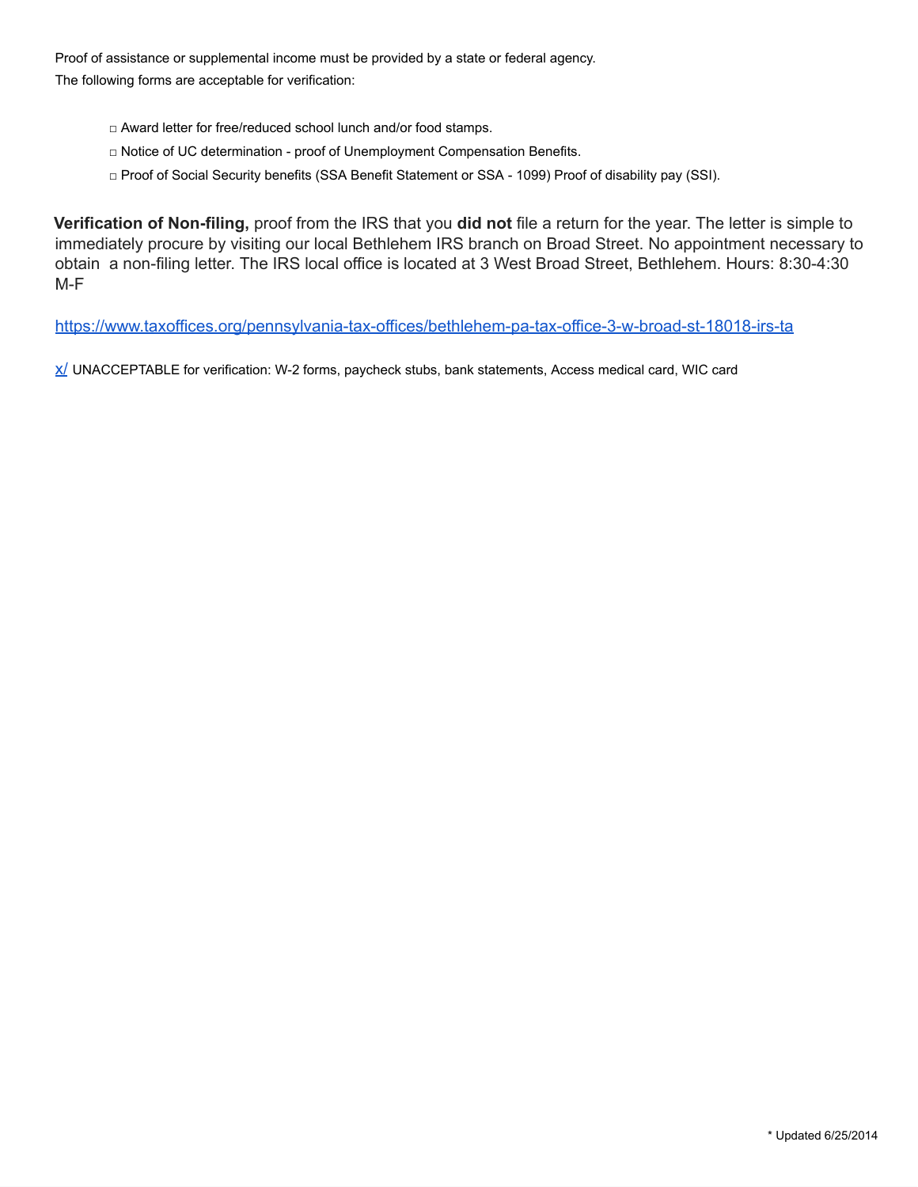Proof of assistance or supplemental income must be provided by a state or federal agency.
The following forms are acceptable for verification:

- □ Award letter for free/reduced school lunch and/or food stamps.
- □ Notice of UC determination - proof of Unemployment Compensation Benefits.
- □ Proof of Social Security benefits (SSA Benefit Statement or SSA - 1099) Proof of disability pay (SSI).

**Verification of Non-filing,** proof from the IRS that you **did not** file a return for the year. The letter is simple to immediately procure by visiting our local Bethlehem IRS branch on Broad Street. No appointment necessary to obtain a non-filing letter. The IRS local office is located at 3 West Broad Street, Bethlehem. Hours: 8:30-4:30 M-F

https://www.taxoffices.org/pennsylvania-tax-offices/bethlehem-pa-tax-office-3-w-broad-st-18018-irs-ta

x/ UNACCEPTABLE for verification: W-2 forms, paycheck stubs, bank statements, Access medical card, WIC card

\* Updated 6/25/2014